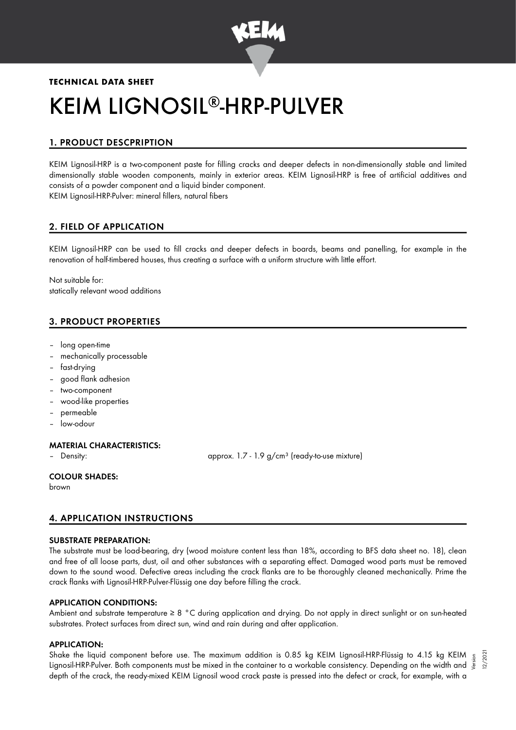**TECHNICAL DATA SHEET**

# KEIM LIGNOSIL®-HRP-PULVER

## 1. PRODUCT DESCPRIPTION

KEIM Lignosil-HRP is a two-component paste for filling cracks and deeper defects in non-dimensionally stable and limited dimensionally stable wooden components, mainly in exterior areas. KEIM Lignosil-HRP is free of artificial additives and consists of a powder component and a liquid binder component.
KEIM Lignosil-HRP-Pulver: mineral fillers, natural fibers

## 2. FIELD OF APPLICATION

KEIM Lignosil-HRP can be used to fill cracks and deeper defects in boards, beams and panelling, for example in the renovation of half-timbered houses, thus creating a surface with a uniform structure with little effort.

Not suitable for:
statically relevant wood additions

## 3. PRODUCT PROPERTIES

- long open-time
- mechanically processable
- fast-drying
- good flank adhesion
- two-component
- wood-like properties
- permeable
- low-odour

### MATERIAL CHARACTERISTICS:

- Density: approx. 1.7 - 1.9 g/cm³ (ready-to-use mixture)

### COLOUR SHADES:

brown

## 4. APPLICATION INSTRUCTIONS

### SUBSTRATE PREPARATION:

The substrate must be load-bearing, dry (wood moisture content less than 18%, according to BFS data sheet no. 18), clean and free of all loose parts, dust, oil and other substances with a separating effect. Damaged wood parts must be removed down to the sound wood. Defective areas including the crack flanks are to be thoroughly cleaned mechanically. Prime the crack flanks with Lignosil-HRP-Pulver-Flüssig one day before filling the crack.

### APPLICATION CONDITIONS:

Ambient and substrate temperature ≥ 8 °C during application and drying. Do not apply in direct sunlight or on sun-heated substrates. Protect surfaces from direct sun, wind and rain during and after application.

### APPLICATION:

Shake the liquid component before use. The maximum addition is 0.85 kg KEIM Lignosil-HRP-Flüssig to 4.15 kg KEIM Lignosil-HRP-Pulver. Both components must be mixed in the container to a workable consistency. Depending on the width and depth of the crack, the ready-mixed KEIM Lignosil wood crack paste is pressed into the defect or crack, for example, with a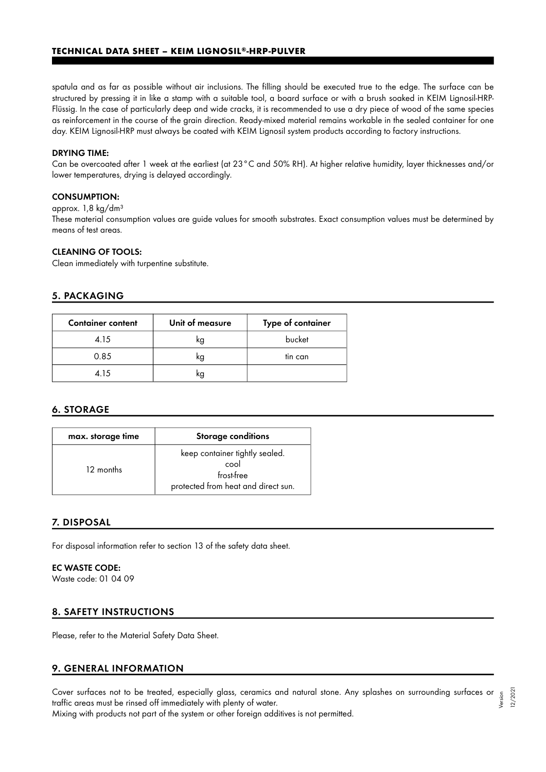spatula and as far as possible without air inclusions. The filling should be executed true to the edge. The surface can be structured by pressing it in like a stamp with a suitable tool, a board surface or with a brush soaked in KEIM Lignosil-HRP-Flüssig. In the case of particularly deep and wide cracks, it is recommended to use a dry piece of wood of the same species as reinforcement in the course of the grain direction. Ready-mixed material remains workable in the sealed container for one day. KEIM Lignosil-HRP must always be coated with KEIM Lignosil system products according to factory instructions.

**DRYING TIME:**

Can be overcoated after 1 week at the earliest (at 23 °C and 50% RH). At higher relative humidity, layer thicknesses and/or lower temperatures, drying is delayed accordingly.

**CONSUMPTION:**

approx. 1,8 kg/dm³

These material consumption values are guide values for smooth substrates. Exact consumption values must be determined by means of test areas.

**CLEANING OF TOOLS:**

Clean immediately with turpentine substitute.

## 5. PACKAGING

| Container content | Unit of measure | Type of container |
|---|---|---|
| 4.15 | kg | bucket |
| 0.85 | kg | tin can |
| 4.15 | kg | |

## 6. STORAGE

| max. storage time | Storage conditions |
|---|---|
| 12 months | keep container tightly sealed.<br>cool<br>frost-free<br>protected from heat and direct sun. |

## 7. DISPOSAL

For disposal information refer to section 13 of the safety data sheet.

**EC WASTE CODE:**

Waste code: 01 04 09

## 8. SAFETY INSTRUCTIONS

Please, refer to the Material Safety Data Sheet.

## 9. GENERAL INFORMATION

Cover surfaces not to be treated, especially glass, ceramics and natural stone. Any splashes on surrounding surfaces or traffic areas must be rinsed off immediately with plenty of water.

Mixing with products not part of the system or other foreign additives is not permitted.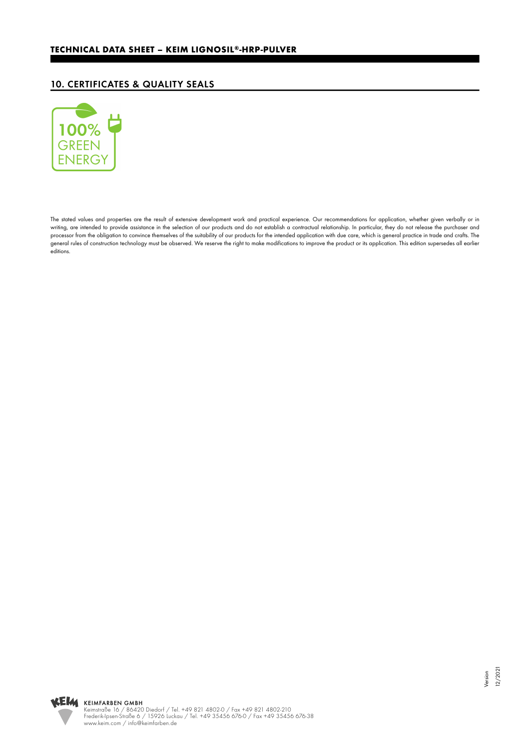## 10. CERTIFICATES & QUALITY SEALS

100% GREEN ENERGY

The stated values and properties are the result of extensive development work and practical experience. Our recommendations for application, whether given verbally or in writing, are intended to provide assistance in the selection of our products and do not establish a contractual relationship. In particular, they do not release the purchaser and processor from the obligation to convince themselves of the suitability of our products for the intended application with due care, which is general practice in trade and crafts. The general rules of construction technology must be observed. We reserve the right to make modifications to improve the product or its application. This edition supersedes all earlier editions.

KEIMFARBEN GMBH
Keimstraße 16 / 86420 Diedorf / Tel. +49 821 4802-0 / Fax +49 821 4802-210
Frederik-Ipsen-Straße 6 / 15926 Luckau / Tel. +49 35456 676-0 / Fax +49 35456 676-38
www.keim.com / info@keimfarben.de

Version 12/2021